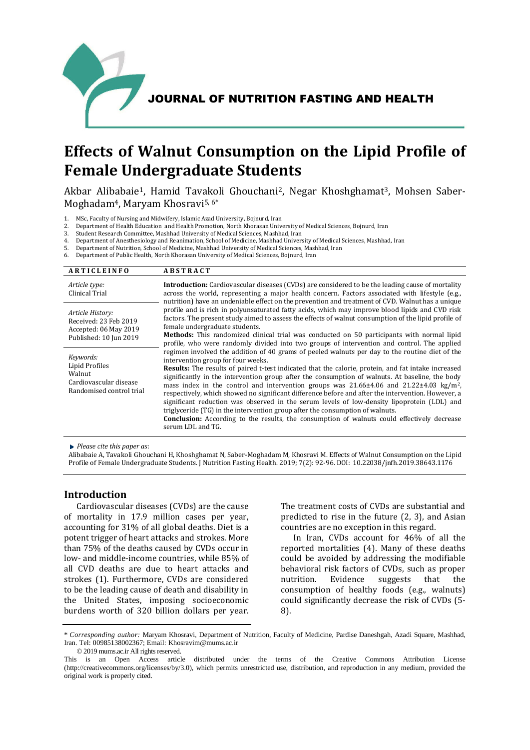JOURNAL OF NUTRITION FASTING AND HEALTH

# Effects of Walnut Consumption on the Lipid Profile of Female Undergraduate Students

Akbar Alibabaie[1], Hamid Tavakoli Ghouchani[2], Negar Khoshghamat[3], Mohsen Saber-Moghadam[4], Maryam Khosravi[5, 6*]

1. MSc, Faculty of Nursing and Midwifery, Islamic Azad University, Bojnurd, Iran
2. Department of Health Education and Health Promotion, North Khorasan University of Medical Sciences, Bojnurd, Iran
3. Student Research Committee, Mashhad University of Medical Sciences, Mashhad, Iran
4. Department of Anesthesiology and Reanimation, School of Medicine, Mashhad University of Medical Sciences, Mashhad, Iran
5. Department of Nutrition, School of Medicine, Mashhad University of Medical Sciences, Mashhad, Iran
6. Department of Public Health, North Khorasan University of Medical Sciences, Bojnurd, Iran

**ARTICLEINFO**

*Article type:*
Clinical Trial

*Article History:*
Received: 23 Feb 2019
Accepted: 06 May 2019
Published: 10 Jun 2019

*Keywords:*
Lipid Profiles
Walnut
Cardiovascular disease
Randomised control trial

**ABSTRACT**

**Introduction:** Cardiovascular diseases (CVDs) are considered to be the leading cause of mortality across the world, representing a major health concern. Factors associated with lifestyle (e.g., nutrition) have an undeniable effect on the prevention and treatment of CVD. Walnut has a unique profile and is rich in polyunsaturated fatty acids, which may improve blood lipids and CVD risk factors. The present study aimed to assess the effects of walnut consumption of the lipid profile of female undergraduate students.

**Methods:** This randomized clinical trial was conducted on 50 participants with normal lipid profile, who were randomly divided into two groups of intervention and control. The applied regimen involved the addition of 40 grams of peeled walnuts per day to the routine diet of the intervention group for four weeks.

**Results:** The results of paired t-test indicated that the calorie, protein, and fat intake increased significantly in the intervention group after the consumption of walnuts. At baseline, the body mass index in the control and intervention groups was 21.66±4.06 and 21.22±4.03 kg/m$^2$, respectively, which showed no significant difference before and after the intervention. However, a significant reduction was observed in the serum levels of low-density lipoprotein (LDL) and triglyceride (TG) in the intervention group after the consumption of walnuts.

**Conclusion:** According to the results, the consumption of walnuts could effectively decrease serum LDL and TG.

*Please cite this paper as*:
Alibabaie A, Tavakoli Ghouchani H, Khoshghamat N, Saber-Moghadam M, Khosravi M. Effects of Walnut Consumption on the Lipid Profile of Female Undergraduate Students. J Nutrition Fasting Health. 2019; 7(2): 92-96. DOI: 10.22038/jnfh.2019.38643.1176

## Introduction

Cardiovascular diseases (CVDs) are the cause of mortality in 17.9 million cases per year, accounting for 31% of all global deaths. Diet is a potent trigger of heart attacks and strokes. More than 75% of the deaths caused by CVDs occur in low- and middle-income countries, while 85% of all CVD deaths are due to heart attacks and strokes (1). Furthermore, CVDs are considered to be the leading cause of death and disability in the United States, imposing socioeconomic burdens worth of 320 billion dollars per year. The treatment costs of CVDs are substantial and predicted to rise in the future (2, 3), and Asian countries are no exception in this regard.

In Iran, CVDs account for 46% of all the reported mortalities (4). Many of these deaths could be avoided by addressing the modifiable behavioral risk factors of CVDs, such as proper nutrition. Evidence suggests that the consumption of healthy foods (e.g., walnuts) could significantly decrease the risk of CVDs (5-8).

\* *Corresponding author:* Maryam Khosravi, Department of Nutrition, Faculty of Medicine, Pardise Daneshgah, Azadi Square, Mashhad, Iran. Tel: 00985138002367; Email: Khosravim@mums.ac.ir

© 2019 mums.ac.ir All rights reserved.

This is an Open Access article distributed under the terms of the Creative Commons Attribution License (http://creativecommons.org/licenses/by/3.0), which permits unrestricted use, distribution, and reproduction in any medium, provided the original work is properly cited.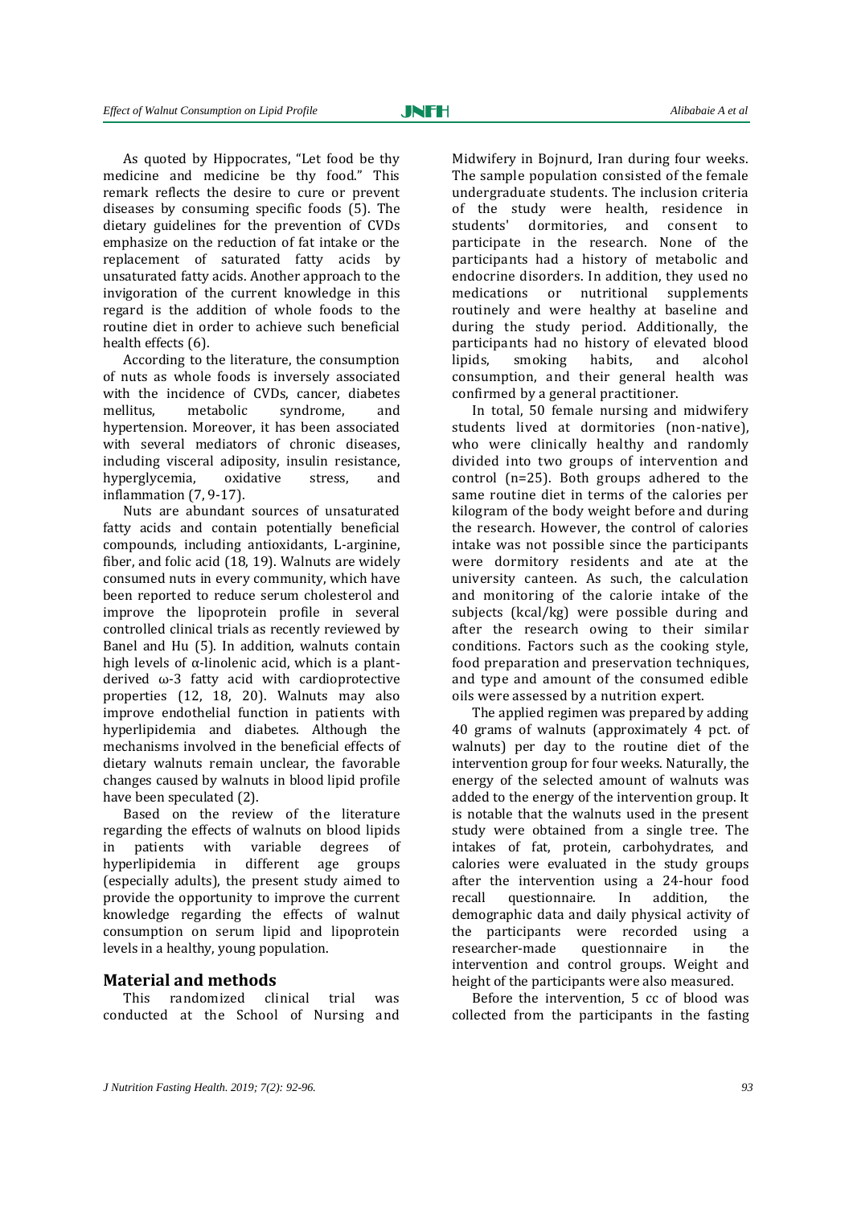As quoted by Hippocrates, "Let food be thy medicine and medicine be thy food." This remark reflects the desire to cure or prevent diseases by consuming specific foods (5). The dietary guidelines for the prevention of CVDs emphasize on the reduction of fat intake or the replacement of saturated fatty acids by unsaturated fatty acids. Another approach to the invigoration of the current knowledge in this regard is the addition of whole foods to the routine diet in order to achieve such beneficial health effects (6).

According to the literature, the consumption of nuts as whole foods is inversely associated with the incidence of CVDs, cancer, diabetes mellitus, metabolic syndrome, and hypertension. Moreover, it has been associated with several mediators of chronic diseases, including visceral adiposity, insulin resistance, hyperglycemia, oxidative stress, and inflammation (7, 9-17).

Nuts are abundant sources of unsaturated fatty acids and contain potentially beneficial compounds, including antioxidants, L-arginine, fiber, and folic acid (18, 19). Walnuts are widely consumed nuts in every community, which have been reported to reduce serum cholesterol and improve the lipoprotein profile in several controlled clinical trials as recently reviewed by Banel and Hu (5). In addition, walnuts contain high levels of α-linolenic acid, which is a plant-derived ω-3 fatty acid with cardioprotective properties (12, 18, 20). Walnuts may also improve endothelial function in patients with hyperlipidemia and diabetes. Although the mechanisms involved in the beneficial effects of dietary walnuts remain unclear, the favorable changes caused by walnuts in blood lipid profile have been speculated (2).

Based on the review of the literature regarding the effects of walnuts on blood lipids in patients with variable degrees of hyperlipidemia in different age groups (especially adults), the present study aimed to provide the opportunity to improve the current knowledge regarding the effects of walnut consumption on serum lipid and lipoprotein levels in a healthy, young population.

## Material and methods

This randomized clinical trial was conducted at the School of Nursing and Midwifery in Bojnurd, Iran during four weeks. The sample population consisted of the female undergraduate students. The inclusion criteria of the study were health, residence in students' dormitories, and consent to participate in the research. None of the participants had a history of metabolic and endocrine disorders. In addition, they used no medications or nutritional supplements routinely and were healthy at baseline and during the study period. Additionally, the participants had no history of elevated blood lipids, smoking habits, and alcohol consumption, and their general health was confirmed by a general practitioner.

In total, 50 female nursing and midwifery students lived at dormitories (non-native), who were clinically healthy and randomly divided into two groups of intervention and control (n=25). Both groups adhered to the same routine diet in terms of the calories per kilogram of the body weight before and during the research. However, the control of calories intake was not possible since the participants were dormitory residents and ate at the university canteen. As such, the calculation and monitoring of the calorie intake of the subjects (kcal/kg) were possible during and after the research owing to their similar conditions. Factors such as the cooking style, food preparation and preservation techniques, and type and amount of the consumed edible oils were assessed by a nutrition expert.

The applied regimen was prepared by adding 40 grams of walnuts (approximately 4 pct. of walnuts) per day to the routine diet of the intervention group for four weeks. Naturally, the energy of the selected amount of walnuts was added to the energy of the intervention group. It is notable that the walnuts used in the present study were obtained from a single tree. The intakes of fat, protein, carbohydrates, and calories were evaluated in the study groups after the intervention using a 24-hour food recall questionnaire. In addition, the demographic data and daily physical activity of the participants were recorded using a researcher-made questionnaire in the intervention and control groups. Weight and height of the participants were also measured.

Before the intervention, 5 cc of blood was collected from the participants in the fasting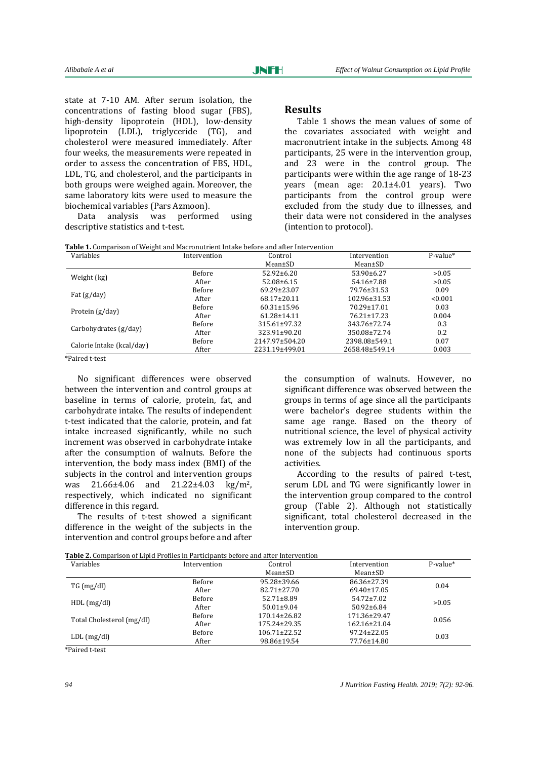state at 7-10 AM. After serum isolation, the concentrations of fasting blood sugar (FBS), high-density lipoprotein (HDL), low-density lipoprotein (LDL), triglyceride (TG), and cholesterol were measured immediately. After four weeks, the measurements were repeated in order to assess the concentration of FBS, HDL, LDL, TG, and cholesterol, and the participants in both groups were weighed again. Moreover, the same laboratory kits were used to measure the biochemical variables (Pars Azmoon).

Data analysis was performed using descriptive statistics and t-test.

## Results

Table 1 shows the mean values of some of the covariates associated with weight and macronutrient intake in the subjects. Among 48 participants, 25 were in the intervention group, and 23 were in the control group. The participants were within the age range of 18-23 years (mean age: 20.1±4.01 years). Two participants from the control group were excluded from the study due to illnesses, and their data were not considered in the analyses (intention to protocol).

**Table 1.** Comparison of Weight and Macronutrient Intake before and after Intervention

| Variables | Intervention | Control Mean±SD | Intervention Mean±SD | P-value* |
|---|---|---|---|---|
| Weight (kg) | Before | 52.92±6.20 | 53.90±6.27 | >0.05 |
| | After | 52.08±6.15 | 54.16±7.88 | >0.05 |
| Fat (g/day) | Before | 69.29±23.07 | 79.76±31.53 | 0.09 |
| | After | 68.17±20.11 | 102.96±31.53 | <0.001 |
| Protein (g/day) | Before | 60.31±15.96 | 70.29±17.01 | 0.03 |
| | After | 61.28±14.11 | 76.21±17.23 | 0.004 |
| Carbohydrates (g/day) | Before | 315.61±97.32 | 343.76±72.74 | 0.3 |
| | After | 323.91±90.20 | 350.08±72.74 | 0.2 |
| Calorie Intake (kcal/day) | Before | 2147.97±504.20 | 2398.08±549.1 | 0.07 |
| | After | 2231.19±499.01 | 2658.48±549.14 | 0.003 |

*Paired t-test

No significant differences were observed between the intervention and control groups at baseline in terms of calorie, protein, fat, and carbohydrate intake. The results of independent t-test indicated that the calorie, protein, and fat intake increased significantly, while no such increment was observed in carbohydrate intake after the consumption of walnuts. Before the intervention, the body mass index (BMI) of the subjects in the control and intervention groups was 21.66±4.06 and 21.22±4.03 kg/m$^2$, respectively, which indicated no significant difference in this regard.

The results of t-test showed a significant difference in the weight of the subjects in the intervention and control groups before and after the consumption of walnuts. However, no significant difference was observed between the groups in terms of age since all the participants were bachelor's degree students within the same age range. Based on the theory of nutritional science, the level of physical activity was extremely low in all the participants, and none of the subjects had continuous sports activities.

According to the results of paired t-test, serum LDL and TG were significantly lower in the intervention group compared to the control group (Table 2). Although not statistically significant, total cholesterol decreased in the intervention group.

**Table 2.** Comparison of Lipid Profiles in Participants before and after Intervention

| Variables | Intervention | Control Mean±SD | Intervention Mean±SD | P-value* |
|---|---|---|---|---|
| TG (mg/dl) | Before | 95.28±39.66 | 86.36±27.39 | 0.04 |
| | After | 82.71±27.70 | 69.40±17.05 | |
| HDL (mg/dl) | Before | 52.71±8.89 | 54.72±7.02 | >0.05 |
| | After | 50.01±9.04 | 50.92±6.84 | |
| Total Cholesterol (mg/dl) | Before | 170.14±26.82 | 171.36±29.47 | 0.056 |
| | After | 175.24±29.35 | 162.16±21.04 | |
| LDL (mg/dl) | Before | 106.71±22.52 | 97.24±22.05 | 0.03 |
| | After | 98.86±19.54 | 77.76±14.80 | |

*Paired t-test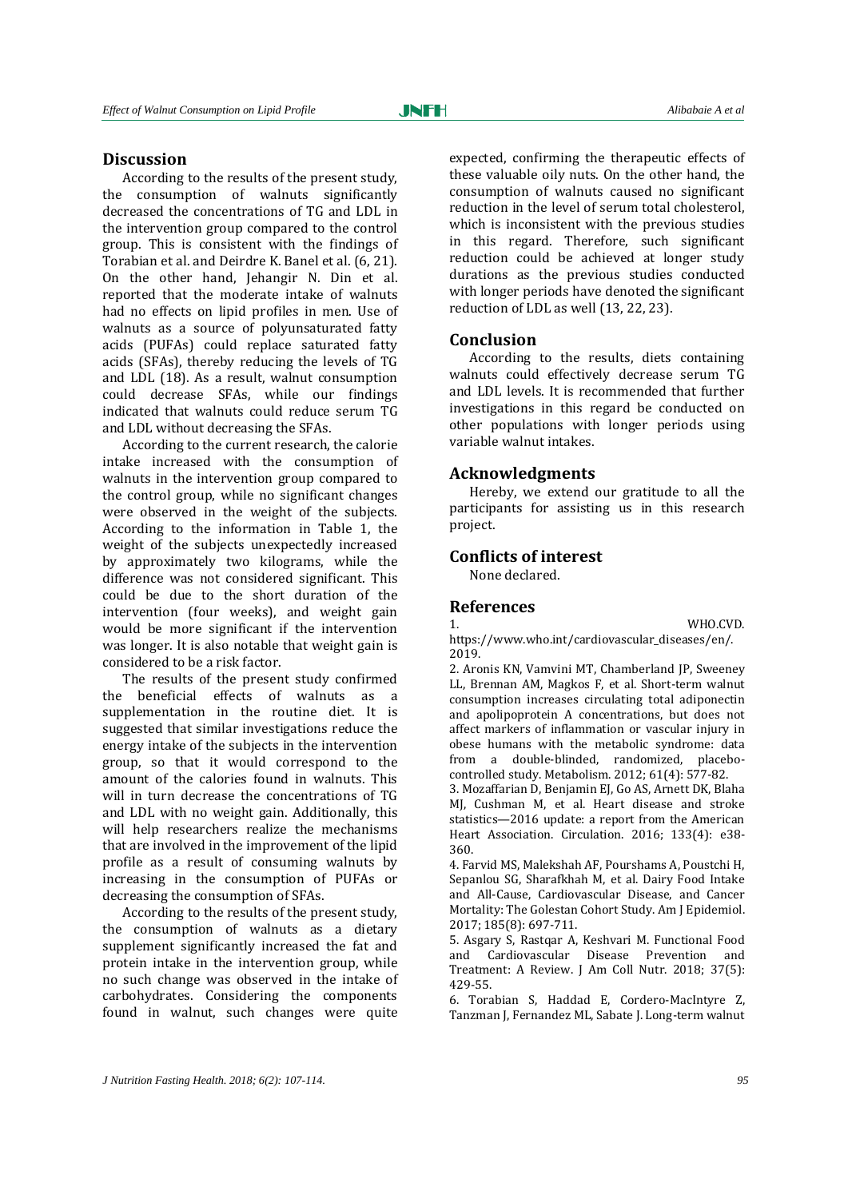## Discussion

According to the results of the present study, the consumption of walnuts significantly decreased the concentrations of TG and LDL in the intervention group compared to the control group. This is consistent with the findings of Torabian et al. and Deirdre K. Banel et al. (6, 21). On the other hand, Jehangir N. Din et al. reported that the moderate intake of walnuts had no effects on lipid profiles in men. Use of walnuts as a source of polyunsaturated fatty acids (PUFAs) could replace saturated fatty acids (SFAs), thereby reducing the levels of TG and LDL (18). As a result, walnut consumption could decrease SFAs, while our findings indicated that walnuts could reduce serum TG and LDL without decreasing the SFAs.

According to the current research, the calorie intake increased with the consumption of walnuts in the intervention group compared to the control group, while no significant changes were observed in the weight of the subjects. According to the information in Table 1, the weight of the subjects unexpectedly increased by approximately two kilograms, while the difference was not considered significant. This could be due to the short duration of the intervention (four weeks), and weight gain would be more significant if the intervention was longer. It is also notable that weight gain is considered to be a risk factor.

The results of the present study confirmed the beneficial effects of walnuts as a supplementation in the routine diet. It is suggested that similar investigations reduce the energy intake of the subjects in the intervention group, so that it would correspond to the amount of the calories found in walnuts. This will in turn decrease the concentrations of TG and LDL with no weight gain. Additionally, this will help researchers realize the mechanisms that are involved in the improvement of the lipid profile as a result of consuming walnuts by increasing in the consumption of PUFAs or decreasing the consumption of SFAs.

According to the results of the present study, the consumption of walnuts as a dietary supplement significantly increased the fat and protein intake in the intervention group, while no such change was observed in the intake of carbohydrates. Considering the components found in walnut, such changes were quite expected, confirming the therapeutic effects of these valuable oily nuts. On the other hand, the consumption of walnuts caused no significant reduction in the level of serum total cholesterol, which is inconsistent with the previous studies in this regard. Therefore, such significant reduction could be achieved at longer study durations as the previous studies conducted with longer periods have denoted the significant reduction of LDL as well (13, 22, 23).

## Conclusion

According to the results, diets containing walnuts could effectively decrease serum TG and LDL levels. It is recommended that further investigations in this regard be conducted on other populations with longer periods using variable walnut intakes.

## Acknowledgments

Hereby, we extend our gratitude to all the participants for assisting us in this research project.

## Conflicts of interest

None declared.

## References

1. WHO.CVD. https://www.who.int/cardiovascular_diseases/en/. 2019.
2. Aronis KN, Vamvini MT, Chamberland JP, Sweeney LL, Brennan AM, Magkos F, et al. Short-term walnut consumption increases circulating total adiponectin and apolipoprotein A concentrations, but does not affect markers of inflammation or vascular injury in obese humans with the metabolic syndrome: data from a double-blinded, randomized, placebo-controlled study. Metabolism. 2012; 61(4): 577-82.
3. Mozaffarian D, Benjamin EJ, Go AS, Arnett DK, Blaha MJ, Cushman M, et al. Heart disease and stroke statistics—2016 update: a report from the American Heart Association. Circulation. 2016; 133(4): e38-360.
4. Farvid MS, Malekshah AF, Pourshams A, Poustchi H, Sepanlou SG, Sharafkhah M, et al. Dairy Food Intake and All-Cause, Cardiovascular Disease, and Cancer Mortality: The Golestan Cohort Study. Am J Epidemiol. 2017; 185(8): 697-711.
5. Asgary S, Rastqar A, Keshvari M. Functional Food and Cardiovascular Disease Prevention and Treatment: A Review. J Am Coll Nutr. 2018; 37(5): 429-55.
6. Torabian S, Haddad E, Cordero-MacIntyre Z, Tanzman J, Fernandez ML, Sabate J. Long-term walnut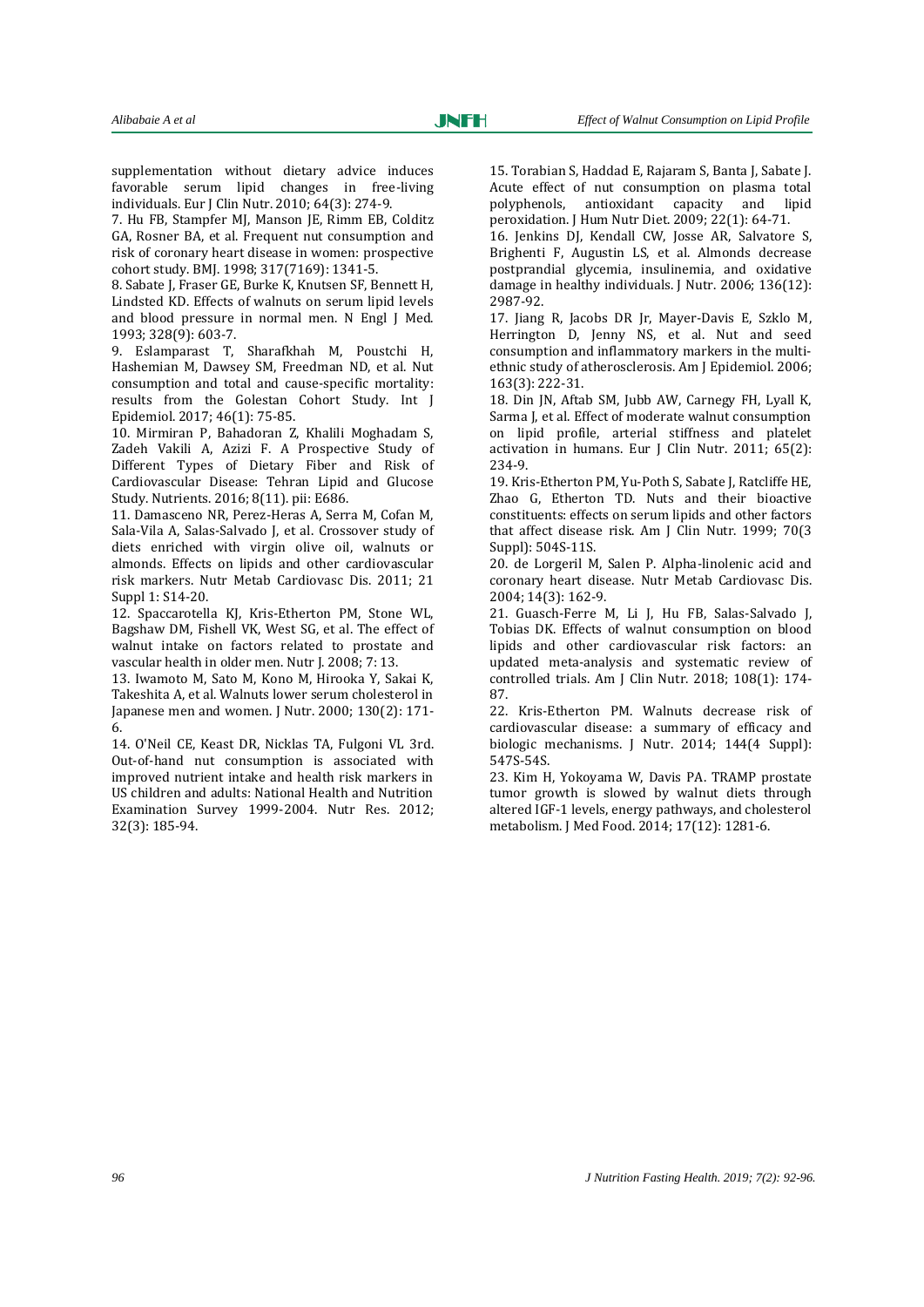supplementation without dietary advice induces favorable serum lipid changes in free-living individuals. Eur J Clin Nutr. 2010; 64(3): 274-9.

7. Hu FB, Stampfer MJ, Manson JE, Rimm EB, Colditz GA, Rosner BA, et al. Frequent nut consumption and risk of coronary heart disease in women: prospective cohort study. BMJ. 1998; 317(7169): 1341-5.

8. Sabate J, Fraser GE, Burke K, Knutsen SF, Bennett H, Lindsted KD. Effects of walnuts on serum lipid levels and blood pressure in normal men. N Engl J Med. 1993; 328(9): 603-7.

9. Eslamparast T, Sharafkhah M, Poustchi H, Hashemian M, Dawsey SM, Freedman ND, et al. Nut consumption and total and cause-specific mortality: results from the Golestan Cohort Study. Int J Epidemiol. 2017; 46(1): 75-85.

10. Mirmiran P, Bahadoran Z, Khalili Moghadam S, Zadeh Vakili A, Azizi F. A Prospective Study of Different Types of Dietary Fiber and Risk of Cardiovascular Disease: Tehran Lipid and Glucose Study. Nutrients. 2016; 8(11). pii: E686.

11. Damasceno NR, Perez-Heras A, Serra M, Cofan M, Sala-Vila A, Salas-Salvado J, et al. Crossover study of diets enriched with virgin olive oil, walnuts or almonds. Effects on lipids and other cardiovascular risk markers. Nutr Metab Cardiovasc Dis. 2011; 21 Suppl 1: S14-20.

12. Spaccarotella KJ, Kris-Etherton PM, Stone WL, Bagshaw DM, Fishell VK, West SG, et al. The effect of walnut intake on factors related to prostate and vascular health in older men. Nutr J. 2008; 7: 13.

13. Iwamoto M, Sato M, Kono M, Hirooka Y, Sakai K, Takeshita A, et al. Walnuts lower serum cholesterol in Japanese men and women. J Nutr. 2000; 130(2): 171-6.

14. O'Neil CE, Keast DR, Nicklas TA, Fulgoni VL 3rd. Out-of-hand nut consumption is associated with improved nutrient intake and health risk markers in US children and adults: National Health and Nutrition Examination Survey 1999-2004. Nutr Res. 2012; 32(3): 185-94.

15. Torabian S, Haddad E, Rajaram S, Banta J, Sabate J. Acute effect of nut consumption on plasma total polyphenols, antioxidant capacity and lipid peroxidation. J Hum Nutr Diet. 2009; 22(1): 64-71.

16. Jenkins DJ, Kendall CW, Josse AR, Salvatore S, Brighenti F, Augustin LS, et al. Almonds decrease postprandial glycemia, insulinemia, and oxidative damage in healthy individuals. J Nutr. 2006; 136(12): 2987-92.

17. Jiang R, Jacobs DR Jr, Mayer-Davis E, Szklo M, Herrington D, Jenny NS, et al. Nut and seed consumption and inflammatory markers in the multi-ethnic study of atherosclerosis. Am J Epidemiol. 2006; 163(3): 222-31.

18. Din JN, Aftab SM, Jubb AW, Carnegy FH, Lyall K, Sarma J, et al. Effect of moderate walnut consumption on lipid profile, arterial stiffness and platelet activation in humans. Eur J Clin Nutr. 2011; 65(2): 234-9.

19. Kris-Etherton PM, Yu-Poth S, Sabate J, Ratcliffe HE, Zhao G, Etherton TD. Nuts and their bioactive constituents: effects on serum lipids and other factors that affect disease risk. Am J Clin Nutr. 1999; 70(3 Suppl): 504S-11S.

20. de Lorgeril M, Salen P. Alpha-linolenic acid and coronary heart disease. Nutr Metab Cardiovasc Dis. 2004; 14(3): 162-9.

21. Guasch-Ferre M, Li J, Hu FB, Salas-Salvado J, Tobias DK. Effects of walnut consumption on blood lipids and other cardiovascular risk factors: an updated meta-analysis and systematic review of controlled trials. Am J Clin Nutr. 2018; 108(1): 174-87.

22. Kris-Etherton PM. Walnuts decrease risk of cardiovascular disease: a summary of efficacy and biologic mechanisms. J Nutr. 2014; 144(4 Suppl): 547S-54S.

23. Kim H, Yokoyama W, Davis PA. TRAMP prostate tumor growth is slowed by walnut diets through altered IGF-1 levels, energy pathways, and cholesterol metabolism. J Med Food. 2014; 17(12): 1281-6.